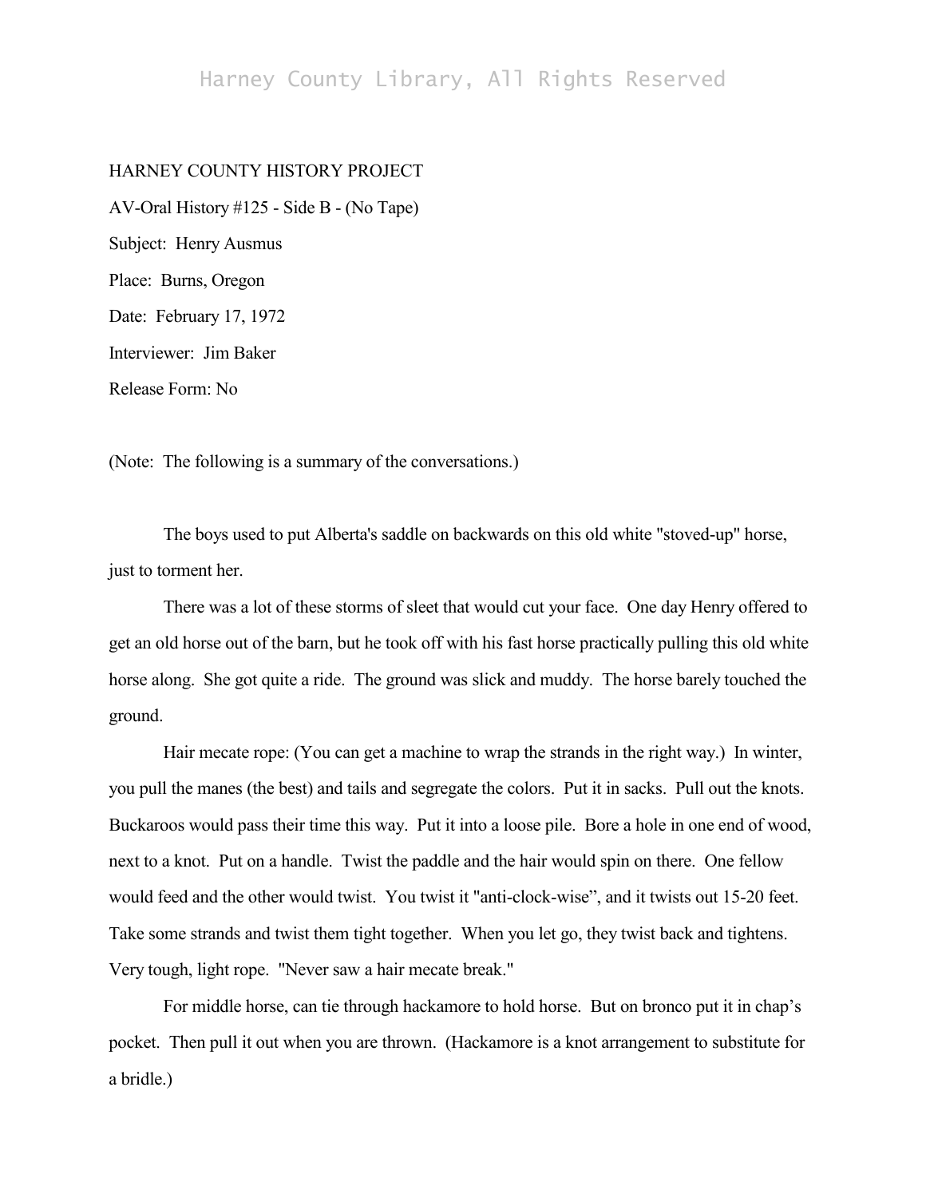HARNEY COUNTY HISTORY PROJECT

AV-Oral History #125 - Side B - (No Tape)

Subject: Henry Ausmus

Place: Burns, Oregon

Date: February 17, 1972

Interviewer: Jim Baker

Release Form: No

(Note: The following is a summary of the conversations.)

The boys used to put Alberta's saddle on backwards on this old white "stoved-up" horse, just to torment her.

There was a lot of these storms of sleet that would cut your face. One day Henry offered to get an old horse out of the barn, but he took off with his fast horse practically pulling this old white horse along. She got quite a ride. The ground was slick and muddy. The horse barely touched the ground.

Hair mecate rope: (You can get a machine to wrap the strands in the right way.) In winter, you pull the manes (the best) and tails and segregate the colors. Put it in sacks. Pull out the knots. Buckaroos would pass their time this way. Put it into a loose pile. Bore a hole in one end of wood, next to a knot. Put on a handle. Twist the paddle and the hair would spin on there. One fellow would feed and the other would twist. You twist it "anti-clock-wise", and it twists out 15-20 feet. Take some strands and twist them tight together. When you let go, they twist back and tightens. Very tough, light rope. "Never saw a hair mecate break."

For middle horse, can tie through hackamore to hold horse. But on bronco put it in chap's pocket. Then pull it out when you are thrown. (Hackamore is a knot arrangement to substitute for a bridle.)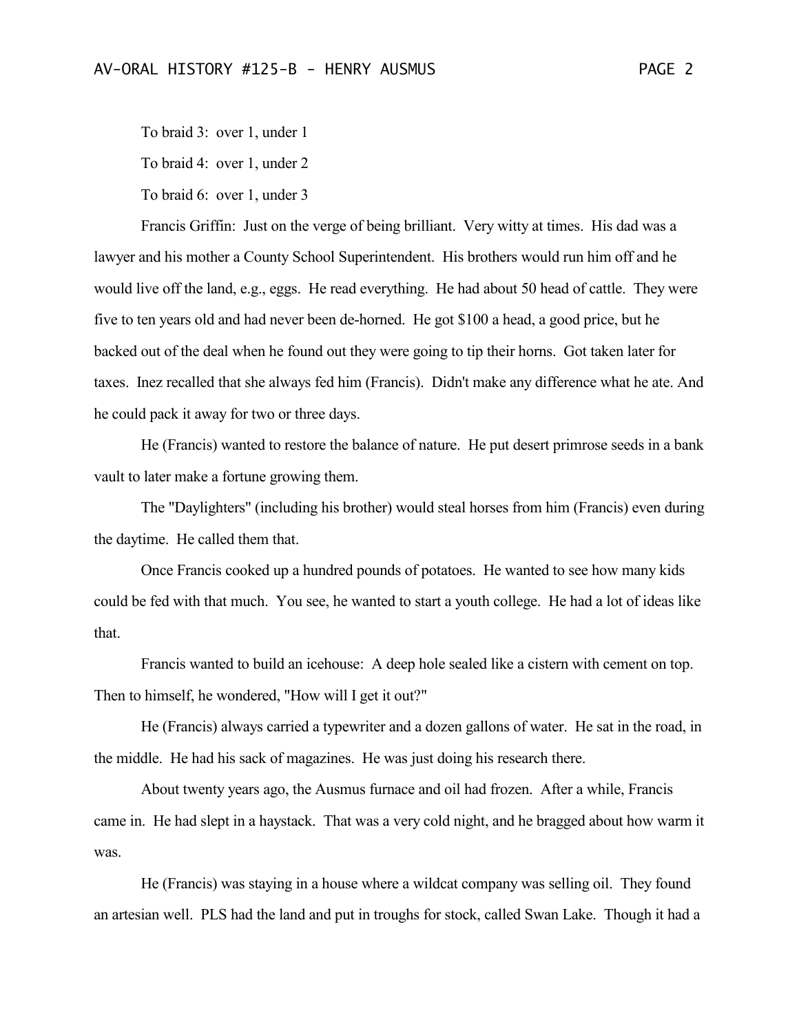To braid 3: over 1, under 1

To braid 4: over 1, under 2

To braid 6: over 1, under 3

Francis Griffin: Just on the verge of being brilliant. Very witty at times. His dad was a lawyer and his mother a County School Superintendent. His brothers would run him off and he would live off the land, e.g., eggs. He read everything. He had about 50 head of cattle. They were five to ten years old and had never been de-horned. He got $100 a head, a good price, but he backed out of the deal when he found out they were going to tip their horns. Got taken later for taxes. Inez recalled that she always fed him (Francis). Didn't make any difference what he ate. And he could pack it away for two or three days.

He (Francis) wanted to restore the balance of nature. He put desert primrose seeds in a bank vault to later make a fortune growing them.

The "Daylighters" (including his brother) would steal horses from him (Francis) even during the daytime. He called them that.

Once Francis cooked up a hundred pounds of potatoes. He wanted to see how many kids could be fed with that much. You see, he wanted to start a youth college. He had a lot of ideas like that.

Francis wanted to build an icehouse: A deep hole sealed like a cistern with cement on top. Then to himself, he wondered, "How will I get it out?"

He (Francis) always carried a typewriter and a dozen gallons of water. He sat in the road, in the middle. He had his sack of magazines. He was just doing his research there.

About twenty years ago, the Ausmus furnace and oil had frozen. After a while, Francis came in. He had slept in a haystack. That was a very cold night, and he bragged about how warm it was.

He (Francis) was staying in a house where a wildcat company was selling oil. They found an artesian well. PLS had the land and put in troughs for stock, called Swan Lake. Though it had a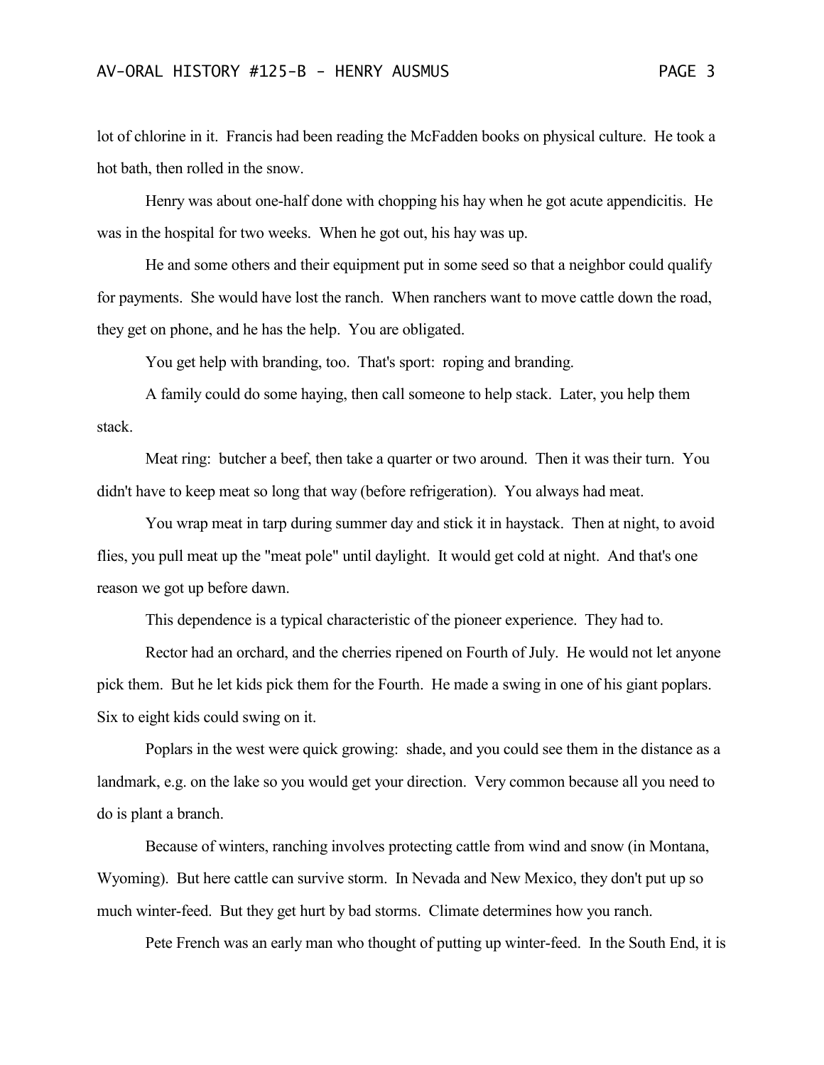lot of chlorine in it. Francis had been reading the McFadden books on physical culture. He took a hot bath, then rolled in the snow.

Henry was about one-half done with chopping his hay when he got acute appendicitis. He was in the hospital for two weeks. When he got out, his hay was up.

He and some others and their equipment put in some seed so that a neighbor could qualify for payments. She would have lost the ranch. When ranchers want to move cattle down the road, they get on phone, and he has the help. You are obligated.

You get help with branding, too. That's sport: roping and branding.

A family could do some haying, then call someone to help stack. Later, you help them stack.

Meat ring: butcher a beef, then take a quarter or two around. Then it was their turn. You didn't have to keep meat so long that way (before refrigeration). You always had meat.

You wrap meat in tarp during summer day and stick it in haystack. Then at night, to avoid flies, you pull meat up the "meat pole" until daylight. It would get cold at night. And that's one reason we got up before dawn.

This dependence is a typical characteristic of the pioneer experience. They had to.

Rector had an orchard, and the cherries ripened on Fourth of July. He would not let anyone pick them. But he let kids pick them for the Fourth. He made a swing in one of his giant poplars. Six to eight kids could swing on it.

Poplars in the west were quick growing: shade, and you could see them in the distance as a landmark, e.g. on the lake so you would get your direction. Very common because all you need to do is plant a branch.

Because of winters, ranching involves protecting cattle from wind and snow (in Montana, Wyoming). But here cattle can survive storm. In Nevada and New Mexico, they don't put up so much winter-feed. But they get hurt by bad storms. Climate determines how you ranch.

Pete French was an early man who thought of putting up winter-feed. In the South End, it is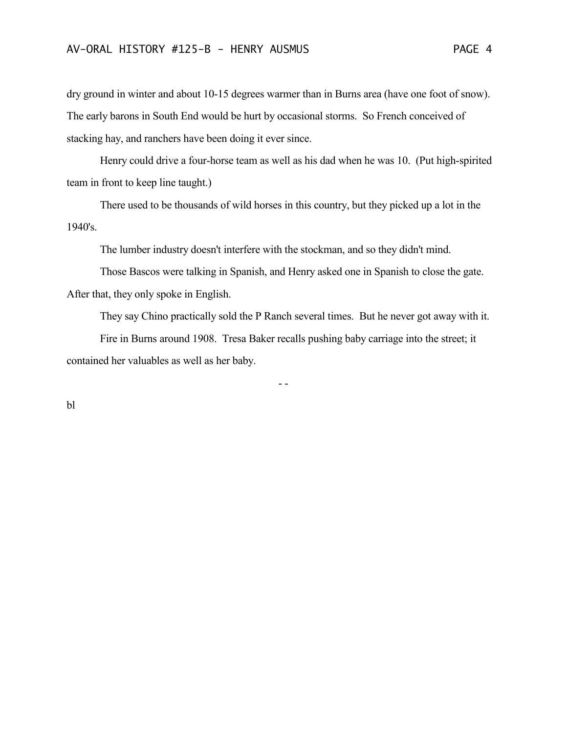dry ground in winter and about 10-15 degrees warmer than in Burns area (have one foot of snow). The early barons in South End would be hurt by occasional storms. So French conceived of stacking hay, and ranchers have been doing it ever since.

Henry could drive a four-horse team as well as his dad when he was 10. (Put high-spirited team in front to keep line taught.)

There used to be thousands of wild horses in this country, but they picked up a lot in the 1940's.

The lumber industry doesn't interfere with the stockman, and so they didn't mind.

Those Bascos were talking in Spanish, and Henry asked one in Spanish to close the gate. After that, they only spoke in English.

They say Chino practically sold the P Ranch several times. But he never got away with it.

Fire in Burns around 1908. Tresa Baker recalls pushing baby carriage into the street; it contained her valuables as well as her baby.

- -

bl